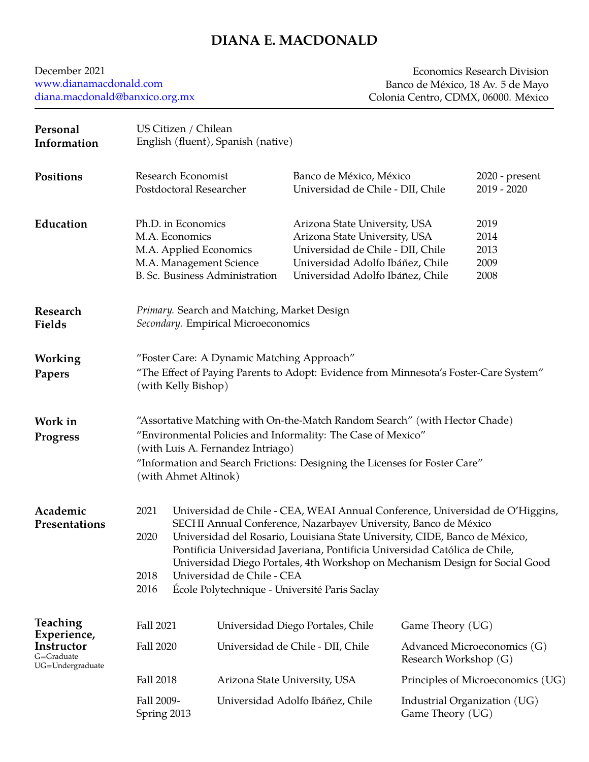# DIANA E. MACDONALD

December 2021
www.dianamacdonald.com
diana.macdonald@banxico.org.mx

Economics Research Division
Banco de México, 18 Av. 5 de Mayo
Colonia Centro, CDMX, 06000. México

## Personal Information

US Citizen / Chilean
English (fluent), Spanish (native)

## Positions

| | | |
|---|---|---|
| Research Economist | Banco de México, México | 2020 - present |
| Postdoctoral Researcher | Universidad de Chile - DII, Chile | 2019 - 2020 |

## Education

| | | |
|---|---|---|
| Ph.D. in Economics | Arizona State University, USA | 2019 |
| M.A. Economics | Arizona State University, USA | 2014 |
| M.A. Applied Economics | Universidad de Chile - DII, Chile | 2013 |
| M.A. Management Science | Universidad Adolfo Ibáñez, Chile | 2009 |
| B. Sc. Business Administration | Universidad Adolfo Ibáñez, Chile | 2008 |

## Research Fields

*Primary.* Search and Matching, Market Design
*Secondary.* Empirical Microeconomics

## Working Papers

"Foster Care: A Dynamic Matching Approach"
"The Effect of Paying Parents to Adopt: Evidence from Minnesota's Foster-Care System" (with Kelly Bishop)

## Work in Progress

"Assortative Matching with On-the-Match Random Search" (with Hector Chade)
"Environmental Policies and Informality: The Case of Mexico" (with Luis A. Fernandez Intriago)
"Information and Search Frictions: Designing the Licenses for Foster Care" (with Ahmet Altinok)

## Academic Presentations

- 2021 Universidad de Chile - CEA, WEAI Annual Conference, Universidad de O'Higgins, SECHI Annual Conference, Nazarbayev University, Banco de México
- 2020 Universidad del Rosario, Louisiana State University, CIDE, Banco de México, Pontificia Universidad Javeriana, Pontificia Universidad Católica de Chile, Universidad Diego Portales, 4th Workshop on Mechanism Design for Social Good
- 2018 Universidad de Chile - CEA
- 2016 École Polytechnique - Université Paris Saclay

## Teaching Experience, Instructor

G=Graduate
UG=Undergraduate

| | | |
|---|---|---|
| Fall 2021 | Universidad Diego Portales, Chile | Game Theory (UG) |
| Fall 2020 | Universidad de Chile - DII, Chile | Advanced Microeconomics (G)<br>Research Workshop (G) |
| Fall 2018 | Arizona State University, USA | Principles of Microeconomics (UG) |
| Fall 2009- Spring 2013 | Universidad Adolfo Ibáñez, Chile | Industrial Organization (UG)<br>Game Theory (UG) |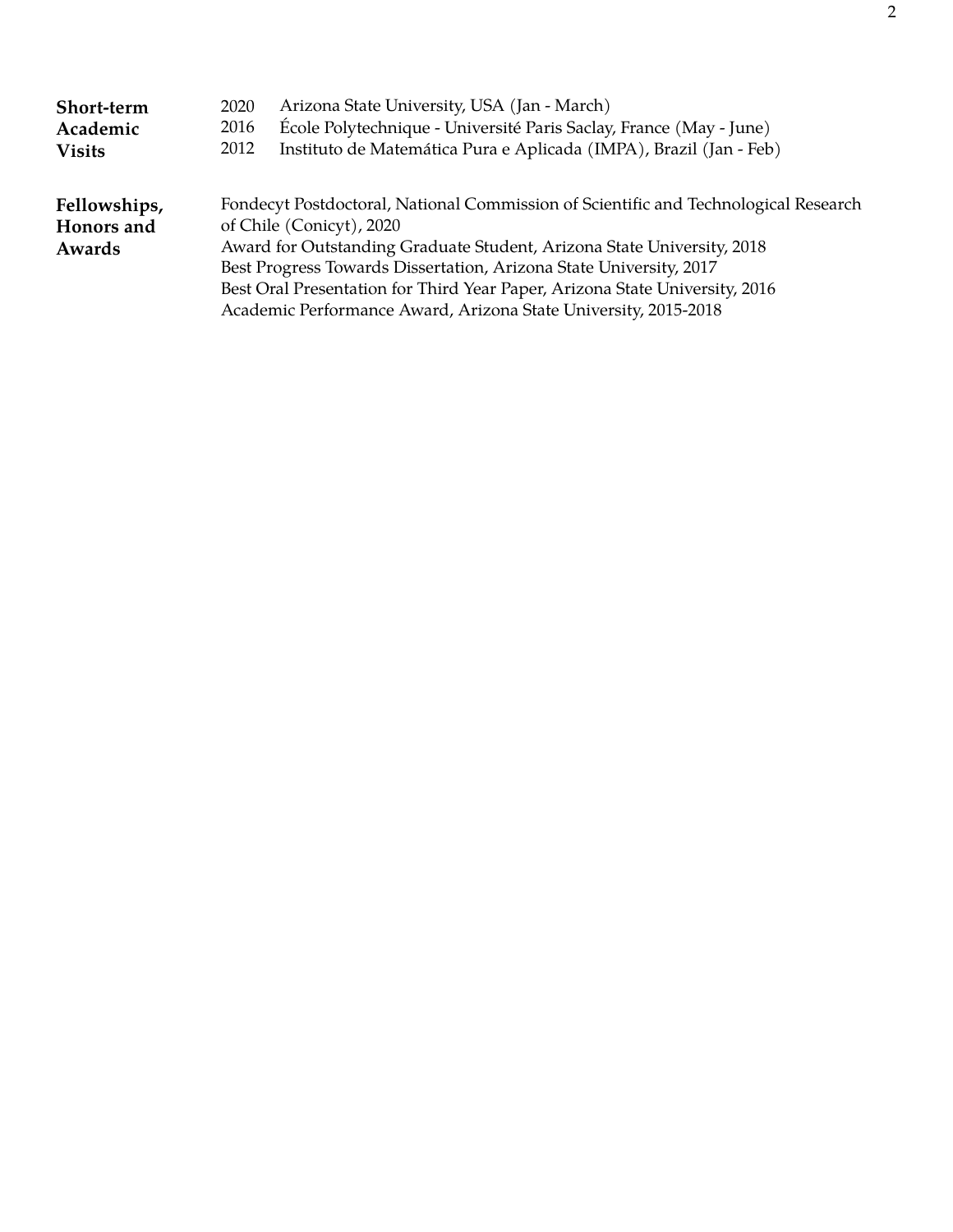**Short-term Academic Visits**

| | |
|---|---|
| 2020 | Arizona State University, USA (Jan - March) |
| 2016 | École Polytechnique - Université Paris Saclay, France (May - June) |
| 2012 | Instituto de Matemática Pura e Aplicada (IMPA), Brazil (Jan - Feb) |

**Fellowships, Honors and Awards**

Fondecyt Postdoctoral, National Commission of Scientific and Technological Research of Chile (Conicyt), 2020
Award for Outstanding Graduate Student, Arizona State University, 2018
Best Progress Towards Dissertation, Arizona State University, 2017
Best Oral Presentation for Third Year Paper, Arizona State University, 2016
Academic Performance Award, Arizona State University, 2015-2018